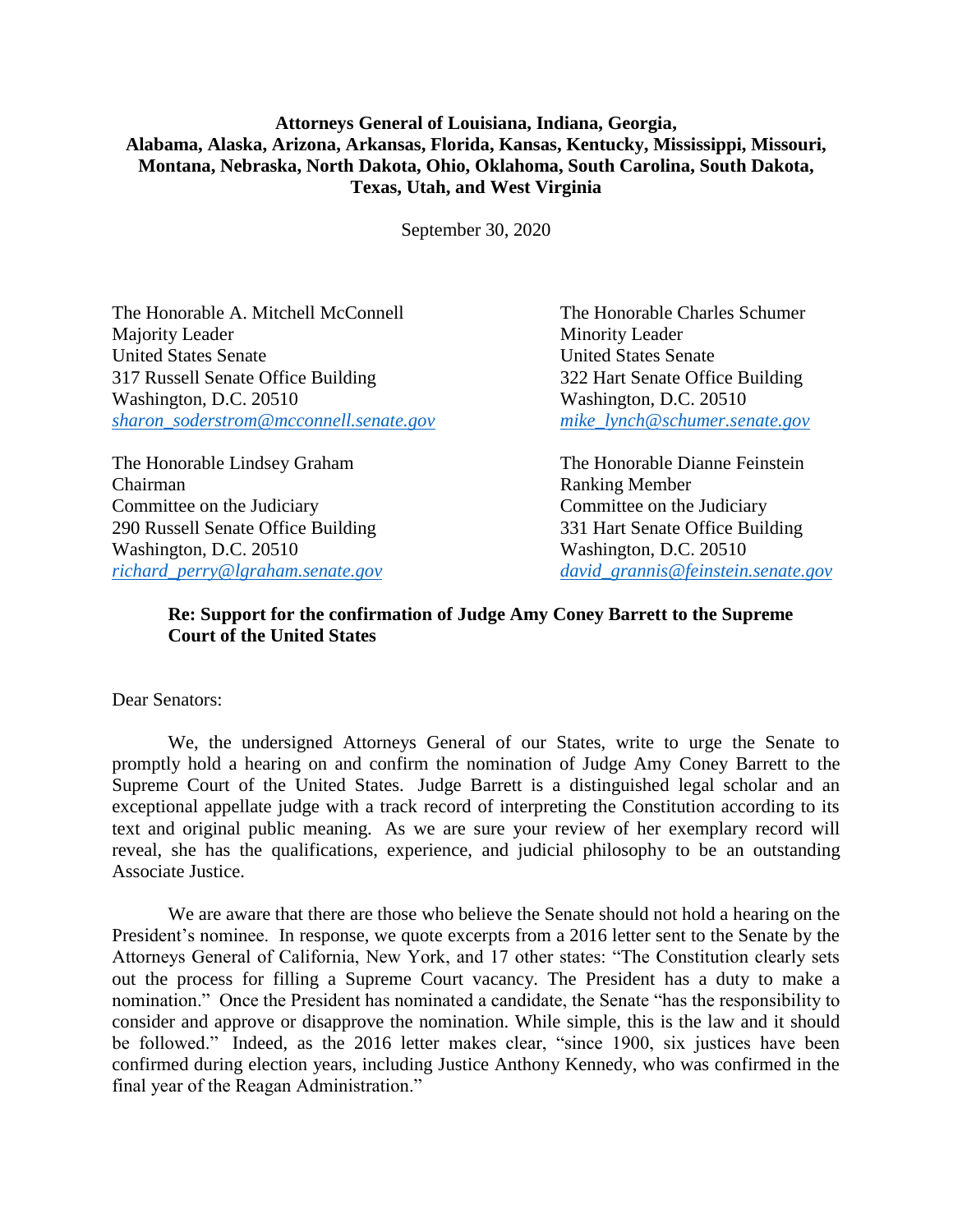**Attorneys General of Louisiana, Indiana, Georgia, Alabama, Alaska, Arizona, Arkansas, Florida, Kansas, Kentucky, Mississippi, Missouri, Montana, Nebraska, North Dakota, Ohio, Oklahoma, South Carolina, South Dakota, Texas, Utah, and West Virginia**

September 30, 2020

The Honorable A. Mitchell McConnell
Majority Leader
United States Senate
317 Russell Senate Office Building
Washington, D.C. 20510
*sharon_soderstrom@mcconnell.senate.gov*

The Honorable Charles Schumer
Minority Leader
United States Senate
322 Hart Senate Office Building
Washington, D.C. 20510
*mike_lynch@schumer.senate.gov*

The Honorable Lindsey Graham
Chairman
Committee on the Judiciary
290 Russell Senate Office Building
Washington, D.C. 20510
*richard_perry@lgraham.senate.gov*

The Honorable Dianne Feinstein
Ranking Member
Committee on the Judiciary
331 Hart Senate Office Building
Washington, D.C. 20510
*david_grannis@feinstein.senate.gov*

**Re: Support for the confirmation of Judge Amy Coney Barrett to the Supreme Court of the United States**

Dear Senators:

We, the undersigned Attorneys General of our States, write to urge the Senate to promptly hold a hearing on and confirm the nomination of Judge Amy Coney Barrett to the Supreme Court of the United States. Judge Barrett is a distinguished legal scholar and an exceptional appellate judge with a track record of interpreting the Constitution according to its text and original public meaning. As we are sure your review of her exemplary record will reveal, she has the qualifications, experience, and judicial philosophy to be an outstanding Associate Justice.

We are aware that there are those who believe the Senate should not hold a hearing on the President's nominee. In response, we quote excerpts from a 2016 letter sent to the Senate by the Attorneys General of California, New York, and 17 other states: "The Constitution clearly sets out the process for filling a Supreme Court vacancy. The President has a duty to make a nomination." Once the President has nominated a candidate, the Senate "has the responsibility to consider and approve or disapprove the nomination. While simple, this is the law and it should be followed." Indeed, as the 2016 letter makes clear, "since 1900, six justices have been confirmed during election years, including Justice Anthony Kennedy, who was confirmed in the final year of the Reagan Administration."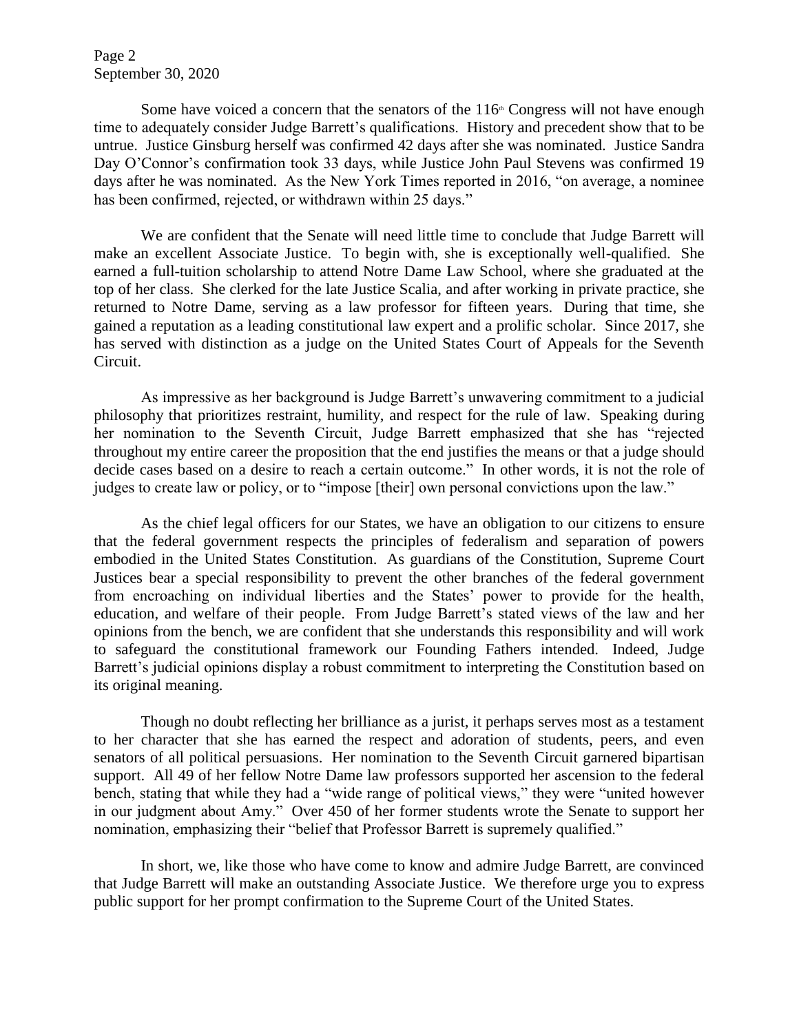Some have voiced a concern that the senators of the 116th Congress will not have enough time to adequately consider Judge Barrett's qualifications. History and precedent show that to be untrue. Justice Ginsburg herself was confirmed 42 days after she was nominated. Justice Sandra Day O'Connor's confirmation took 33 days, while Justice John Paul Stevens was confirmed 19 days after he was nominated. As the New York Times reported in 2016, "on average, a nominee has been confirmed, rejected, or withdrawn within 25 days."

We are confident that the Senate will need little time to conclude that Judge Barrett will make an excellent Associate Justice. To begin with, she is exceptionally well-qualified. She earned a full-tuition scholarship to attend Notre Dame Law School, where she graduated at the top of her class. She clerked for the late Justice Scalia, and after working in private practice, she returned to Notre Dame, serving as a law professor for fifteen years. During that time, she gained a reputation as a leading constitutional law expert and a prolific scholar. Since 2017, she has served with distinction as a judge on the United States Court of Appeals for the Seventh Circuit.

As impressive as her background is Judge Barrett's unwavering commitment to a judicial philosophy that prioritizes restraint, humility, and respect for the rule of law. Speaking during her nomination to the Seventh Circuit, Judge Barrett emphasized that she has "rejected throughout my entire career the proposition that the end justifies the means or that a judge should decide cases based on a desire to reach a certain outcome." In other words, it is not the role of judges to create law or policy, or to "impose [their] own personal convictions upon the law."

As the chief legal officers for our States, we have an obligation to our citizens to ensure that the federal government respects the principles of federalism and separation of powers embodied in the United States Constitution. As guardians of the Constitution, Supreme Court Justices bear a special responsibility to prevent the other branches of the federal government from encroaching on individual liberties and the States' power to provide for the health, education, and welfare of their people. From Judge Barrett's stated views of the law and her opinions from the bench, we are confident that she understands this responsibility and will work to safeguard the constitutional framework our Founding Fathers intended. Indeed, Judge Barrett's judicial opinions display a robust commitment to interpreting the Constitution based on its original meaning.

Though no doubt reflecting her brilliance as a jurist, it perhaps serves most as a testament to her character that she has earned the respect and adoration of students, peers, and even senators of all political persuasions. Her nomination to the Seventh Circuit garnered bipartisan support. All 49 of her fellow Notre Dame law professors supported her ascension to the federal bench, stating that while they had a "wide range of political views," they were "united however in our judgment about Amy." Over 450 of her former students wrote the Senate to support her nomination, emphasizing their "belief that Professor Barrett is supremely qualified."

In short, we, like those who have come to know and admire Judge Barrett, are convinced that Judge Barrett will make an outstanding Associate Justice. We therefore urge you to express public support for her prompt confirmation to the Supreme Court of the United States.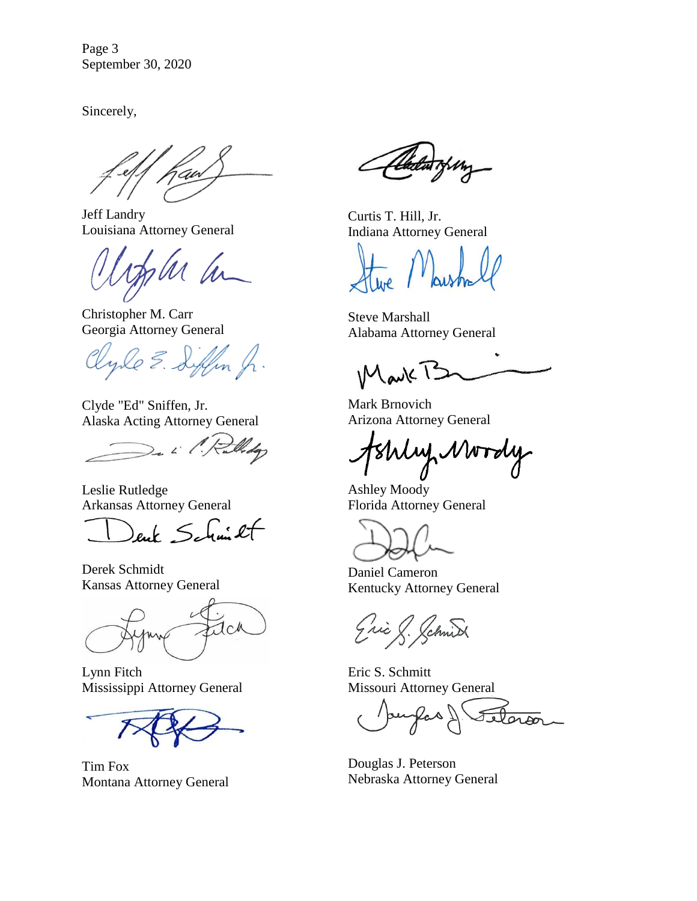Page 3
September 30, 2020

Sincerely,

Jeff Landry
Louisiana Attorney General

Christopher M. Carr
Georgia Attorney General

Clyde "Ed" Sniffen, Jr.
Alaska Acting Attorney General

Leslie Rutledge
Arkansas Attorney General

Derek Schmidt
Kansas Attorney General

Lynn Fitch
Mississippi Attorney General

Tim Fox
Montana Attorney General

Curtis T. Hill, Jr.
Indiana Attorney General

Steve Marshall
Alabama Attorney General

Mark Brnovich
Arizona Attorney General

Ashley Moody
Florida Attorney General

Daniel Cameron
Kentucky Attorney General

Eric S. Schmitt
Missouri Attorney General

Douglas J. Peterson
Nebraska Attorney General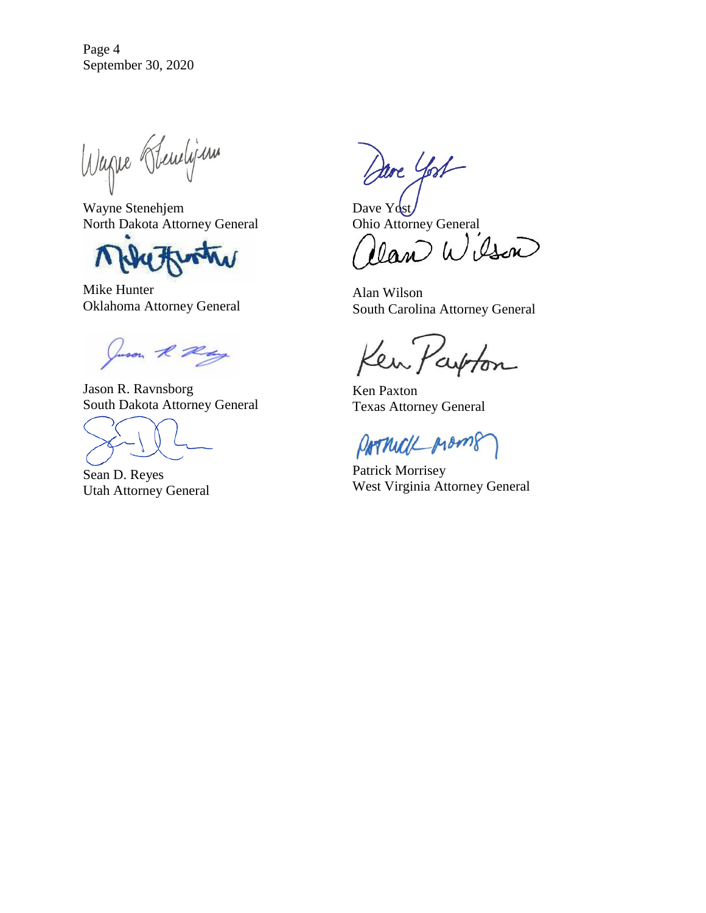Wayne Stenehjem
North Dakota Attorney General

Dave Yost
Ohio Attorney General

Mike Hunter
Oklahoma Attorney General

Alan Wilson
South Carolina Attorney General

Jason R. Ravnsborg
South Dakota Attorney General

Ken Paxton
Texas Attorney General

Sean D. Reyes
Utah Attorney General

Patrick Morrisey
West Virginia Attorney General